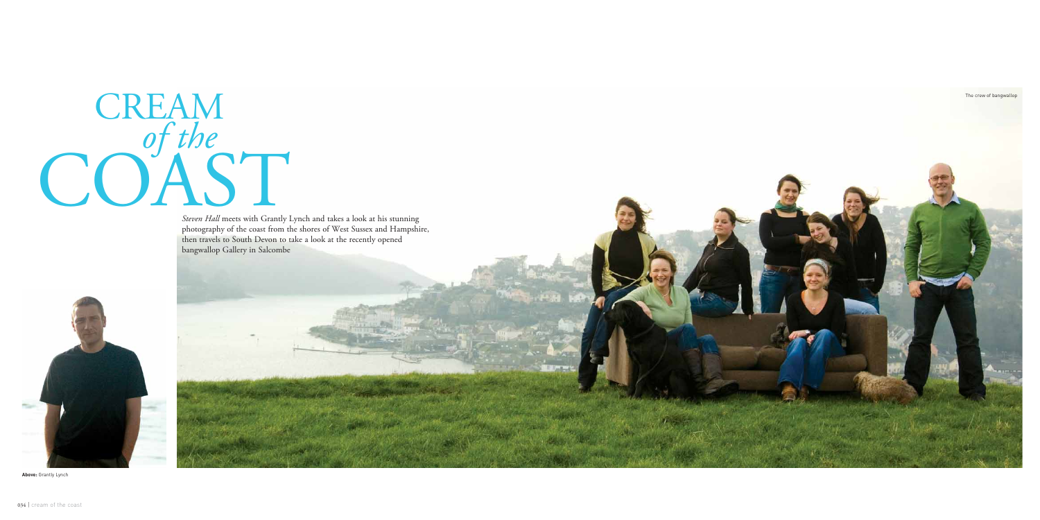# CREAM *of the* COAST

*Steven Hall* meets with Grantly Lynch and takes a look at his stunning photography of the coast from the shores of West Sussex and Hampshire, then travels to South Devon to take a look at the recently opened bangwallop Gallery in Salcombe

The crew of bangwallop

**Above:** Grantly Lynch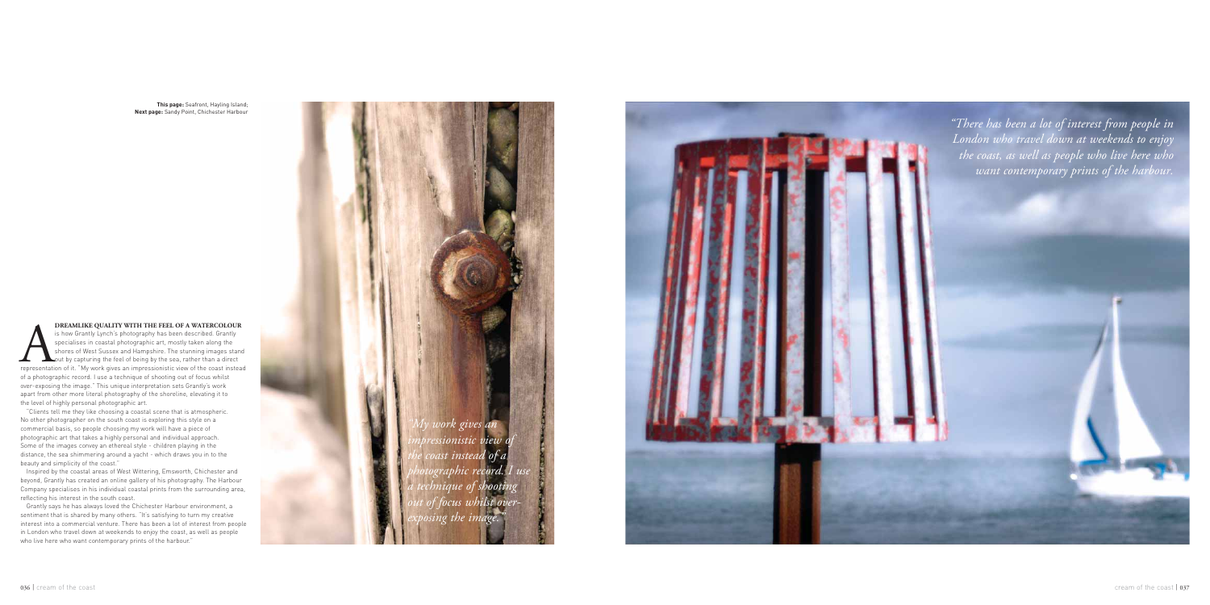**This page:** Seafront, Hayling Island; **Next page:** Sandy Point, Chichester Harbour

**A DREAMLIKE QUALITY WITH THE FEEL OF A WATERCOLOUR** is how Grantly Lynch's photography has been described. Grantly specialises in coastal photographic art, mostly taken along the shores of West Sussex and Hampshire. The stunning images stand out by capturing the feel of being by the sea, rather than a direct representation of it. "My work gives an impressionistic view of the coast instead of a photographic record. I use a technique of shooting out of focus whilst over-exposing the image." This unique interpretation sets Grantly's work apart from other more literal photography of the shoreline, elevating it to the level of highly personal photographic art.

"Clients tell me they like choosing a coastal scene that is atmospheric. No other photographer on the south coast is exploring this style on a commercial basis, so people choosing my work will have a piece of photographic art that takes a highly personal and individual approach. Some of the images convey an ethereal style - children playing in the distance, the sea shimmering around a yacht - which draws you in to the beauty and simplicity of the coast."

Inspired by the coastal areas of West Wittering, Emsworth, Chichester and beyond, Grantly has created an online gallery of his photography. The Harbour Company specialises in his individual coastal prints from the surrounding area, reflecting his interest in the south coast.

Grantly says he has always loved the Chichester Harbour environment, a sentiment that is shared by many others. "It's satisfying to turn my creative interest into a commercial venture. There has been a lot of interest from people in London who travel down at weekends to enjoy the coast, as well as people who live here who want contemporary prints of the harbour."

*"My work gives an impressionistic view of the coast instead of a photographic record. I use a technique of shooting out of focus whilst over-exposing the image."*

*"There has been a lot of interest from people in London who travel down at weekends to enjoy the coast, as well as people who live here who want contemporary prints of the harbour.*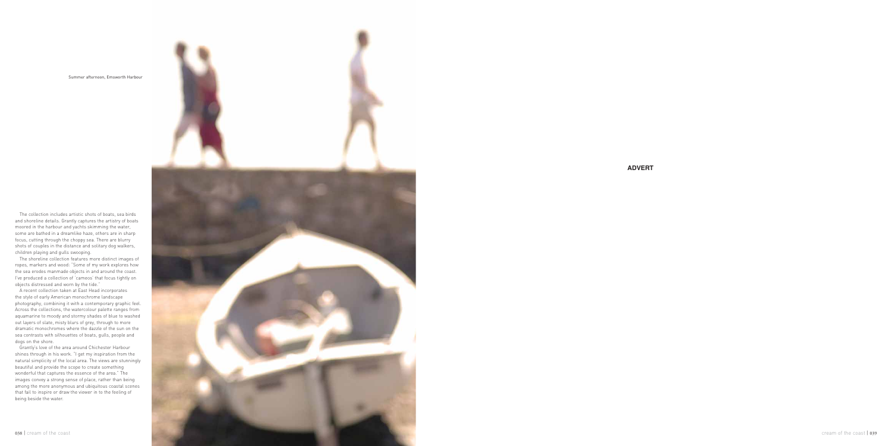Summer afternoon, Emsworth Harbour

The collection includes artistic shots of boats, sea birds and shoreline details. Grantly captures the artistry of boats moored in the harbour and yachts skimming the water, some are bathed in a dreamlike haze, others are in sharp focus, cutting through the choppy sea. There are blurry shots of couples in the distance and solitary dog walkers, children playing and gulls swooping.

The shoreline collection features more distinct images of ropes, markers and wood: "Some of my work explores how the sea erodes manmade objects in and around the coast. I've produced a collection of 'cameos' that focus tightly on objects distressed and worn by the tide."

A recent collection taken at East Head incorporates the style of early American monochrome landscape photography, combining it with a contemporary graphic feel. Across the collections, the watercolour palette ranges from aquamarine to moody and stormy shades of blue to washed out layers of slate, misty blurs of grey, through to more dramatic monochromes where the dazzle of the sun on the sea contrasts with silhouettes of boats, gulls, people and dogs on the shore.

Grantly's love of the area around Chichester Harbour shines through in his work. "I get my inspiration from the natural simplicity of the local area. The views are stunningly beautiful and provide the scope to create something wonderful that captures the essence of the area." The images convey a strong sense of place, rather than being among the more anonymous and ubiquitous coastal scenes that fail to inspire or draw the viewer in to the feeling of being beside the water.

**ADVERT**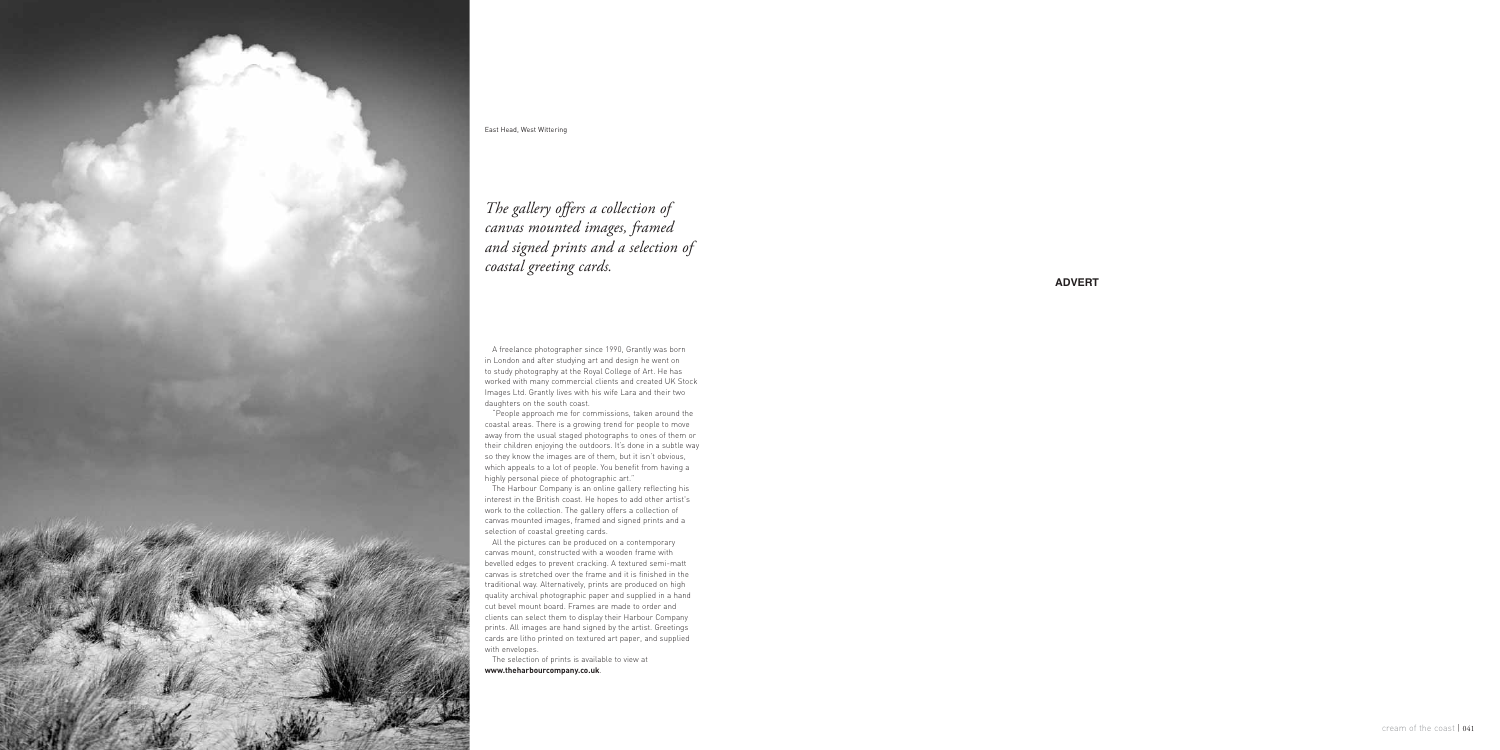East Head, West Wittering

*The gallery offers a collection of canvas mounted images, framed and signed prints and a selection of coastal greeting cards.*

**ADVERT**

A freelance photographer since 1990, Grantly was born in London and after studying art and design he went on to study photography at the Royal College of Art. He has worked with many commercial clients and created UK Stock Images Ltd. Grantly lives with his wife Lara and their two daughters on the south coast.

"People approach me for commissions, taken around the coastal areas. There is a growing trend for people to move away from the usual staged photographs to ones of them or their children enjoying the outdoors. It's done in a subtle way so they know the images are of them, but it isn't obvious, which appeals to a lot of people. You benefit from having a highly personal piece of photographic art."

The Harbour Company is an online gallery reflecting his interest in the British coast. He hopes to add other artist's work to the collection. The gallery offers a collection of canvas mounted images, framed and signed prints and a selection of coastal greeting cards.

All the pictures can be produced on a contemporary canvas mount, constructed with a wooden frame with bevelled edges to prevent cracking. A textured semi-matt canvas is stretched over the frame and it is finished in the traditional way. Alternatively, prints are produced on high quality archival photographic paper and supplied in a hand cut bevel mount board. Frames are made to order and clients can select them to display their Harbour Company prints. All images are hand signed by the artist. Greetings cards are litho printed on textured art paper, and supplied with envelopes.

The selection of prints is available to view at **www.theharbourcompany.co.uk**.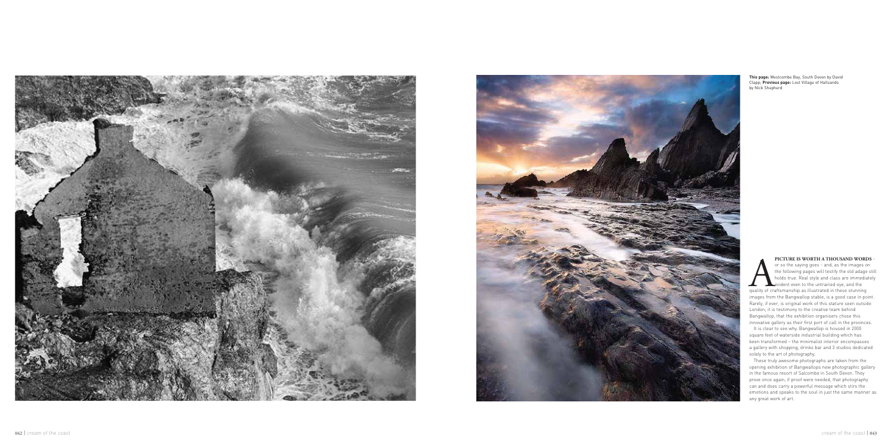**This page:** Westcombe Bay, South Devon by David Clapp; **Previous page:** Lost Village of Hallsands by Nick Shepherd

**A PICTURE IS WORTH A THOUSAND WORDS** - or so the saying goes - and, as the images on the following pages will testify the old adage still holds true. Real style and class are immediately evident even to the untrained eye, and the quality of craftsmanship as illustrated in these stunning images from the Bangwallop stable, is a good case in point. Rarely, if ever, is original work of this stature seen outside London; it is testimony to the creative team behind Bangwallop, that the exhibition organisers chose this innovative gallery as their first port of call in the provinces.

It is clear to see why. Bangwallop is housed in 2000 square feet of waterside industrial building which has been transformed – the minimalist interior encompasses a gallery with shopping, drinks bar and 3 studios dedicated solely to the art of photography.

These truly awesome photographs are taken from the opening exhibition of Bangwallops new photographic gallery in the famous resort of Salcombe in South Devon. They prove once again, if proof were needed, that photography can and does carry a powerful message which stirs the emotions and speaks to the soul in just the same manner as any great work of art.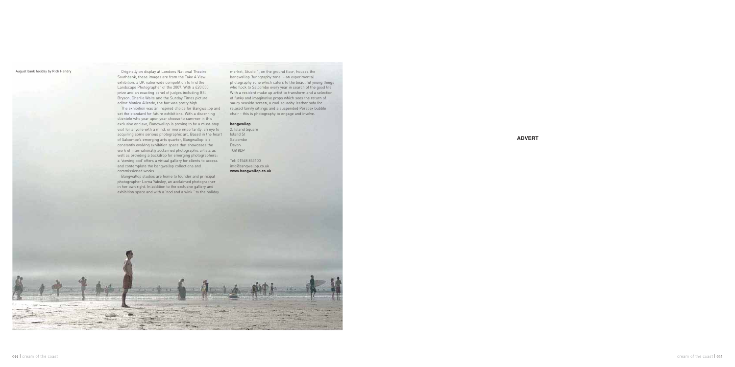August bank holiday by Rich Hendry

Originally on display at Londons National Theatre, Southbank, these images are from the Take A View exhibition, a UK nationwide competition to find the Landscape Photographer of the 2007. With a £20,000 prize and an exacting panel of judges including Bill Bryson, Charlie Waite and the Sunday Times picture editor Monica Allende, the bar was pretty high.

The exhibition was an inspired choice for Bangwallop and set the standard for future exhibitions. With a discerning clientele who year upon year choose to summer in this exclusive enclave, Bangwallop is proving to be a must-stop visit for anyone with a mind, or more importantly, an eye to acquiring some serious photographic art. Based in the heart of Salcombe's emerging arts quarter, Bangwallop is a constantly evolving exhibition space that showcases the work of internationally acclaimed photographic artists as well as providing a backdrop for emerging photographers; a 'viewing pod' offers a virtual gallery for clients to access and contemplate the bangwallop collections and commissioned works.

Bangwallop studios are home to founder and principal photographer Lorna Yabsley, an acclaimed photographer in her own right. In addition to the exclusive gallery and exhibition space and with a 'nod and a wink' to the holiday market, Studio 1, on the ground floor, houses the bangwallop 'funography zone' – an experimental photography zone which caters to the beautiful young things who flock to Salcombe every year in search of the good life. With a resident make up artist to transform and a selection of funky and imaginative props which sees the return of saucy seaside screen, a cool squashy leather sofa for relaxed family sittings and a suspended Perspex bubble chair - this is photography to engage and involve.

**bangwallop**
2, Island Square
Island St
Salcombe
Devon
TQ8 8DP

Tel: 01548 843100
info@bangwallop.co.uk
**www.bangwallop.co.uk**

**ADVERT**